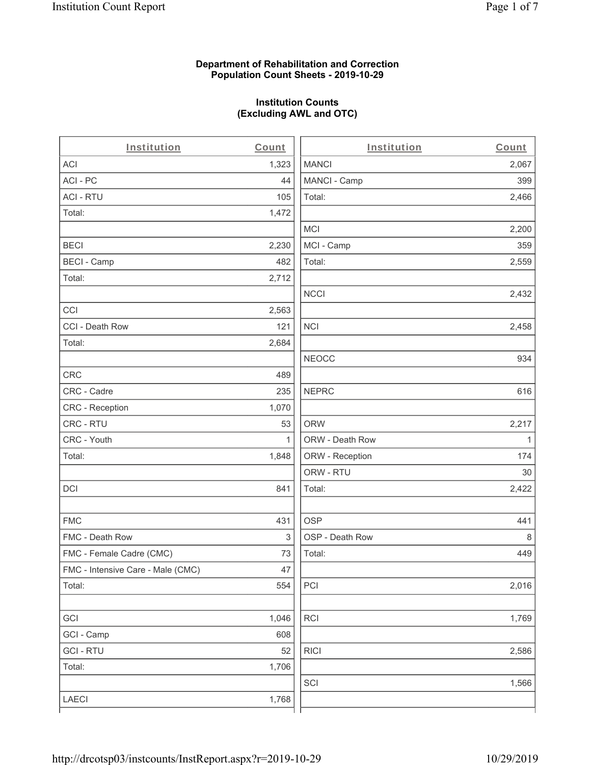**Department of Rehabilitation and Correction**
**Population Count Sheets - 2019-10-29**

**Institution Counts**
**(Excluding AWL and OTC)**

| Institution | Count | Institution | Count |
|---|---|---|---|
| ACI | 1,323 | MANCI | 2,067 |
| ACI - PC | 44 | MANCI - Camp | 399 |
| ACI - RTU | 105 | Total: | 2,466 |
| Total: | 1,472 | | |
| | | MCI | 2,200 |
| BECI | 2,230 | MCI - Camp | 359 |
| BECI - Camp | 482 | Total: | 2,559 |
| Total: | 2,712 | | |
| | | NCCI | 2,432 |
| CCI | 2,563 | | |
| CCI - Death Row | 121 | NCI | 2,458 |
| Total: | 2,684 | | |
| | | NEOCC | 934 |
| CRC | 489 | | |
| CRC - Cadre | 235 | NEPRC | 616 |
| CRC - Reception | 1,070 | | |
| CRC - RTU | 53 | ORW | 2,217 |
| CRC - Youth | 1 | ORW - Death Row | 1 |
| Total: | 1,848 | ORW - Reception | 174 |
| | | ORW - RTU | 30 |
| DCI | 841 | Total: | 2,422 |
| | | | |
| FMC | 431 | OSP | 441 |
| FMC - Death Row | 3 | OSP - Death Row | 8 |
| FMC - Female Cadre (CMC) | 73 | Total: | 449 |
| FMC - Intensive Care - Male (CMC) | 47 | | |
| Total: | 554 | PCI | 2,016 |
| | | | |
| GCI | 1,046 | RCI | 1,769 |
| GCI - Camp | 608 | | |
| GCI - RTU | 52 | RICI | 2,586 |
| Total: | 1,706 | | |
| | | SCI | 1,566 |
| LAECI | 1,768 | | |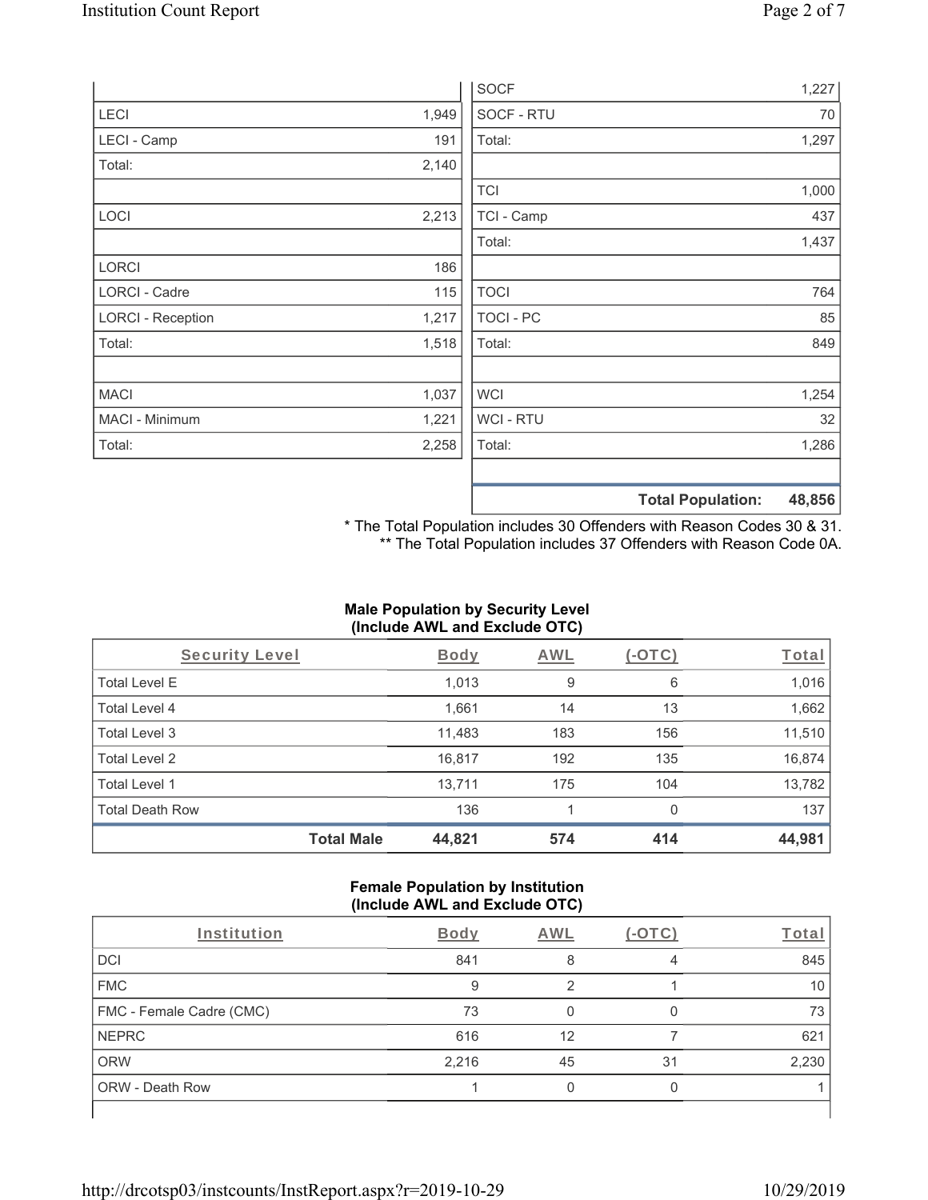| | |
|---|---|
| LECI | 1,949 |
| LECI - Camp | 191 |
| Total: | 2,140 |
| | |
| LOCI | 2,213 |
| | |
| LORCI | 186 |
| LORCI - Cadre | 115 |
| LORCI - Reception | 1,217 |
| Total: | 1,518 |
| | |
| MACI | 1,037 |
| MACI - Minimum | 1,221 |
| Total: | 2,258 |

| | |
|---|---|
| SOCF | 1,227 |
| SOCF - RTU | 70 |
| Total: | 1,297 |
| | |
| TCI | 1,000 |
| TCI - Camp | 437 |
| Total: | 1,437 |
| | |
| TOCI | 764 |
| TOCI - PC | 85 |
| Total: | 849 |
| | |
| WCI | 1,254 |
| WCI - RTU | 32 |
| Total: | 1,286 |
| | |
| **Total Population:** | **48,856** |

\* The Total Population includes 30 Offenders with Reason Codes 30 & 31.
\** The Total Population includes 37 Offenders with Reason Code 0A.

### Male Population by Security Level (Include AWL and Exclude OTC)

| Security Level | Body | AWL | (-OTC) | Total |
|---|---|---|---|---|
| Total Level E | 1,013 | 9 | 6 | 1,016 |
| Total Level 4 | 1,661 | 14 | 13 | 1,662 |
| Total Level 3 | 11,483 | 183 | 156 | 11,510 |
| Total Level 2 | 16,817 | 192 | 135 | 16,874 |
| Total Level 1 | 13,711 | 175 | 104 | 13,782 |
| Total Death Row | 136 | 1 | 0 | 137 |
| **Total Male** | **44,821** | **574** | **414** | **44,981** |

### Female Population by Institution (Include AWL and Exclude OTC)

| Institution | Body | AWL | (-OTC) | Total |
|---|---|---|---|---|
| DCI | 841 | 8 | 4 | 845 |
| FMC | 9 | 2 | 1 | 10 |
| FMC - Female Cadre (CMC) | 73 | 0 | 0 | 73 |
| NEPRC | 616 | 12 | 7 | 621 |
| ORW | 2,216 | 45 | 31 | 2,230 |
| ORW - Death Row | 1 | 0 | 0 | 1 |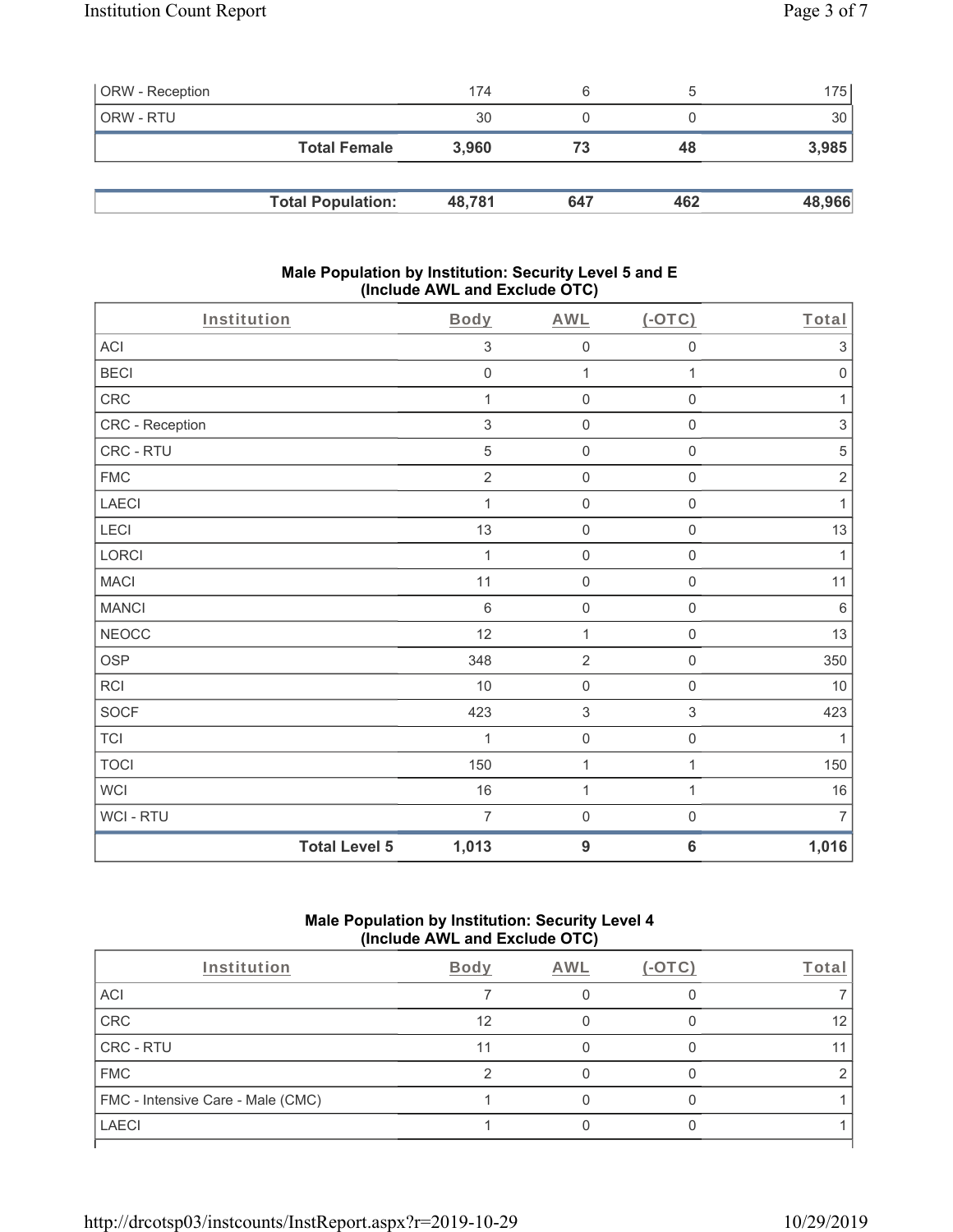| | | | | |
|---|---|---|---|---|
| ORW - Reception | 174 | 6 | 5 | 175 |
| ORW - RTU | 30 | 0 | 0 | 30 |
| **Total Female** | **3,960** | **73** | **48** | **3,985** |

| | | | | |
|---|---|---|---|---|
| **Total Population:** | **48,781** | **647** | **462** | **48,966** |

### Male Population by Institution: Security Level 5 and E (Include AWL and Exclude OTC)

| Institution | Body | AWL | (-OTC) | Total |
|---|---|---|---|---|
| ACI | 3 | 0 | 0 | 3 |
| BECI | 0 | 1 | 1 | 0 |
| CRC | 1 | 0 | 0 | 1 |
| CRC - Reception | 3 | 0 | 0 | 3 |
| CRC - RTU | 5 | 0 | 0 | 5 |
| FMC | 2 | 0 | 0 | 2 |
| LAECI | 1 | 0 | 0 | 1 |
| LECI | 13 | 0 | 0 | 13 |
| LORCI | 1 | 0 | 0 | 1 |
| MACI | 11 | 0 | 0 | 11 |
| MANCI | 6 | 0 | 0 | 6 |
| NEOCC | 12 | 1 | 0 | 13 |
| OSP | 348 | 2 | 0 | 350 |
| RCI | 10 | 0 | 0 | 10 |
| SOCF | 423 | 3 | 3 | 423 |
| TCI | 1 | 0 | 0 | 1 |
| TOCI | 150 | 1 | 1 | 150 |
| WCI | 16 | 1 | 1 | 16 |
| WCI - RTU | 7 | 0 | 0 | 7 |
| **Total Level 5** | **1,013** | **9** | **6** | **1,016** |

### Male Population by Institution: Security Level 4 (Include AWL and Exclude OTC)

| Institution | Body | AWL | (-OTC) | Total |
|---|---|---|---|---|
| ACI | 7 | 0 | 0 | 7 |
| CRC | 12 | 0 | 0 | 12 |
| CRC - RTU | 11 | 0 | 0 | 11 |
| FMC | 2 | 0 | 0 | 2 |
| FMC - Intensive Care - Male (CMC) | 1 | 0 | 0 | 1 |
| LAECI | 1 | 0 | 0 | 1 |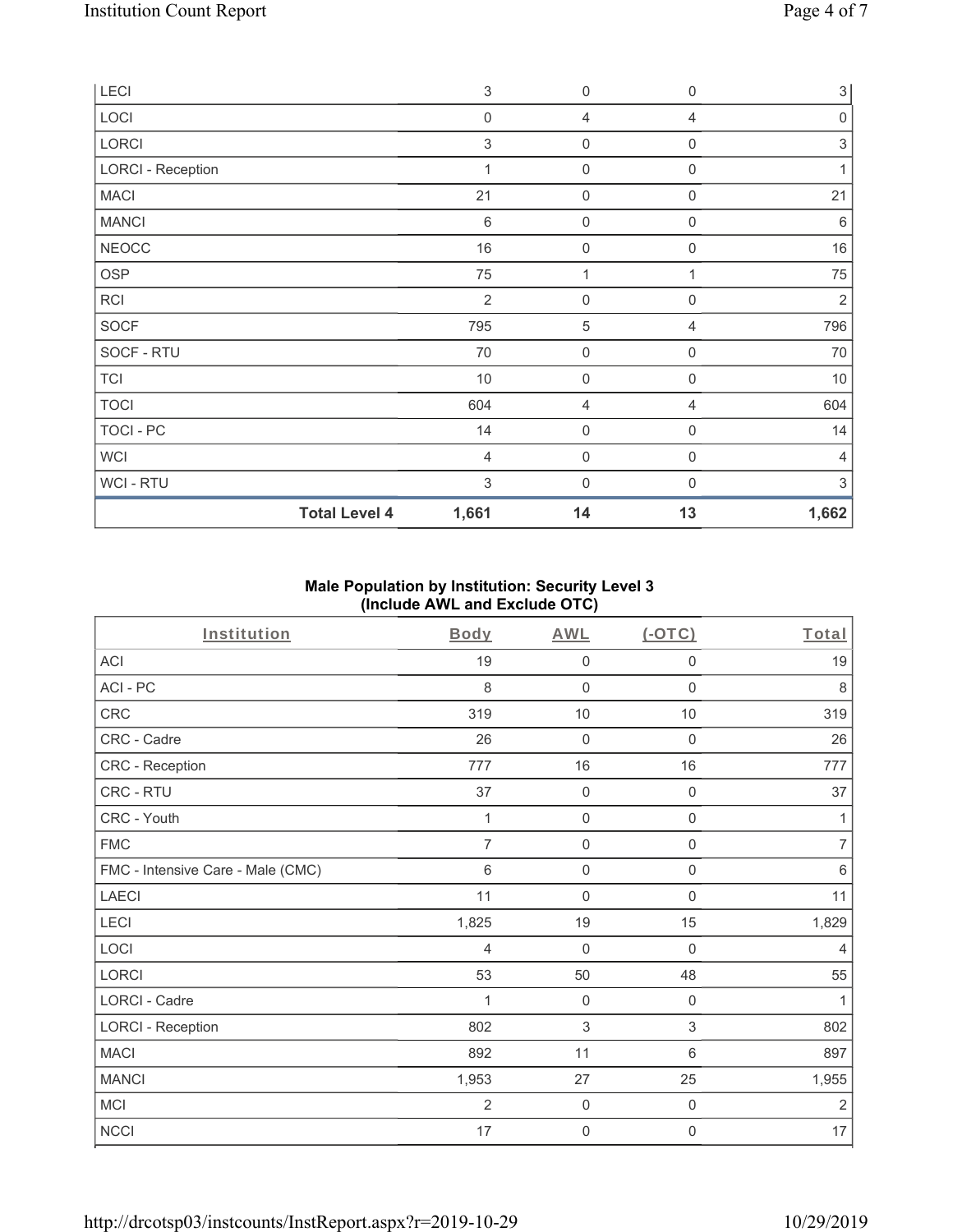| | | | | |
|---|---|---|---|---|
| LECI | 3 | 0 | 0 | 3 |
| LOCI | 0 | 4 | 4 | 0 |
| LORCI | 3 | 0 | 0 | 3 |
| LORCI - Reception | 1 | 0 | 0 | 1 |
| MACI | 21 | 0 | 0 | 21 |
| MANCI | 6 | 0 | 0 | 6 |
| NEOCC | 16 | 0 | 0 | 16 |
| OSP | 75 | 1 | 1 | 75 |
| RCI | 2 | 0 | 0 | 2 |
| SOCF | 795 | 5 | 4 | 796 |
| SOCF - RTU | 70 | 0 | 0 | 70 |
| TCI | 10 | 0 | 0 | 10 |
| TOCI | 604 | 4 | 4 | 604 |
| TOCI - PC | 14 | 0 | 0 | 14 |
| WCI | 4 | 0 | 0 | 4 |
| WCI - RTU | 3 | 0 | 0 | 3 |
| **Total Level 4** | **1,661** | **14** | **13** | **1,662** |

**Male Population by Institution: Security Level 3 (Include AWL and Exclude OTC)**

| Institution | Body | AWL | (-OTC) | Total |
|---|---|---|---|---|
| ACI | 19 | 0 | 0 | 19 |
| ACI - PC | 8 | 0 | 0 | 8 |
| CRC | 319 | 10 | 10 | 319 |
| CRC - Cadre | 26 | 0 | 0 | 26 |
| CRC - Reception | 777 | 16 | 16 | 777 |
| CRC - RTU | 37 | 0 | 0 | 37 |
| CRC - Youth | 1 | 0 | 0 | 1 |
| FMC | 7 | 0 | 0 | 7 |
| FMC - Intensive Care - Male (CMC) | 6 | 0 | 0 | 6 |
| LAECI | 11 | 0 | 0 | 11 |
| LECI | 1,825 | 19 | 15 | 1,829 |
| LOCI | 4 | 0 | 0 | 4 |
| LORCI | 53 | 50 | 48 | 55 |
| LORCI - Cadre | 1 | 0 | 0 | 1 |
| LORCI - Reception | 802 | 3 | 3 | 802 |
| MACI | 892 | 11 | 6 | 897 |
| MANCI | 1,953 | 27 | 25 | 1,955 |
| MCI | 2 | 0 | 0 | 2 |
| NCCI | 17 | 0 | 0 | 17 |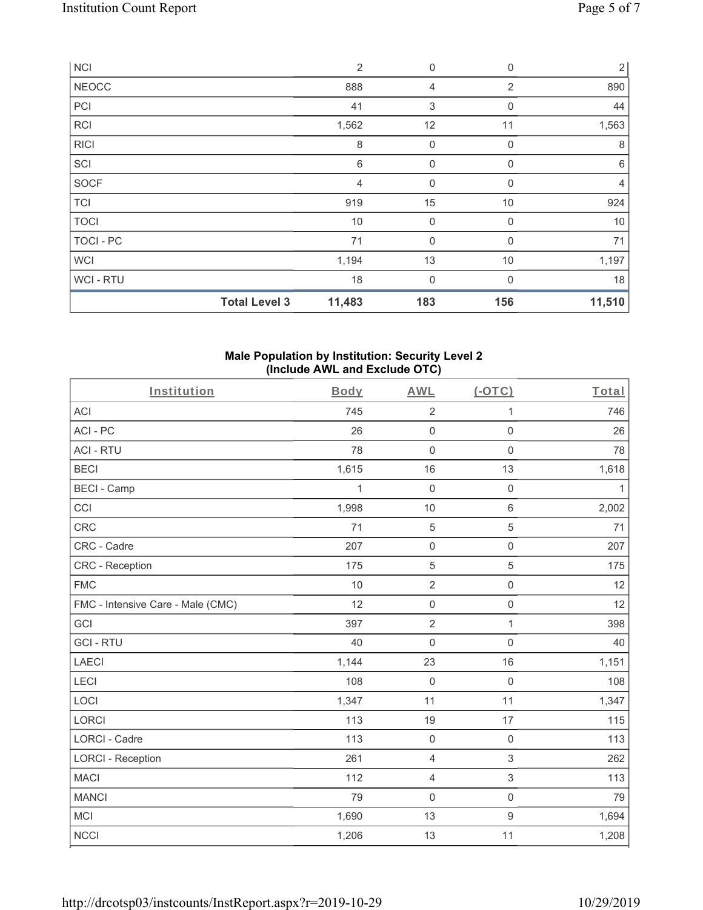| | | | | |
|---|---|---|---|---|
| NCI | 2 | 0 | 0 | 2 |
| NEOCC | 888 | 4 | 2 | 890 |
| PCI | 41 | 3 | 0 | 44 |
| RCI | 1,562 | 12 | 11 | 1,563 |
| RICI | 8 | 0 | 0 | 8 |
| SCI | 6 | 0 | 0 | 6 |
| SOCF | 4 | 0 | 0 | 4 |
| TCI | 919 | 15 | 10 | 924 |
| TOCI | 10 | 0 | 0 | 10 |
| TOCI - PC | 71 | 0 | 0 | 71 |
| WCI | 1,194 | 13 | 10 | 1,197 |
| WCI - RTU | 18 | 0 | 0 | 18 |
| **Total Level 3** | **11,483** | **183** | **156** | **11,510** |

**Male Population by Institution: Security Level 2 (Include AWL and Exclude OTC)**

| Institution | Body | AWL | (-OTC) | Total |
|---|---|---|---|---|
| ACI | 745 | 2 | 1 | 746 |
| ACI - PC | 26 | 0 | 0 | 26 |
| ACI - RTU | 78 | 0 | 0 | 78 |
| BECI | 1,615 | 16 | 13 | 1,618 |
| BECI - Camp | 1 | 0 | 0 | 1 |
| CCI | 1,998 | 10 | 6 | 2,002 |
| CRC | 71 | 5 | 5 | 71 |
| CRC - Cadre | 207 | 0 | 0 | 207 |
| CRC - Reception | 175 | 5 | 5 | 175 |
| FMC | 10 | 2 | 0 | 12 |
| FMC - Intensive Care - Male (CMC) | 12 | 0 | 0 | 12 |
| GCI | 397 | 2 | 1 | 398 |
| GCI - RTU | 40 | 0 | 0 | 40 |
| LAECI | 1,144 | 23 | 16 | 1,151 |
| LECI | 108 | 0 | 0 | 108 |
| LOCI | 1,347 | 11 | 11 | 1,347 |
| LORCI | 113 | 19 | 17 | 115 |
| LORCI - Cadre | 113 | 0 | 0 | 113 |
| LORCI - Reception | 261 | 4 | 3 | 262 |
| MACI | 112 | 4 | 3 | 113 |
| MANCI | 79 | 0 | 0 | 79 |
| MCI | 1,690 | 13 | 9 | 1,694 |
| NCCI | 1,206 | 13 | 11 | 1,208 |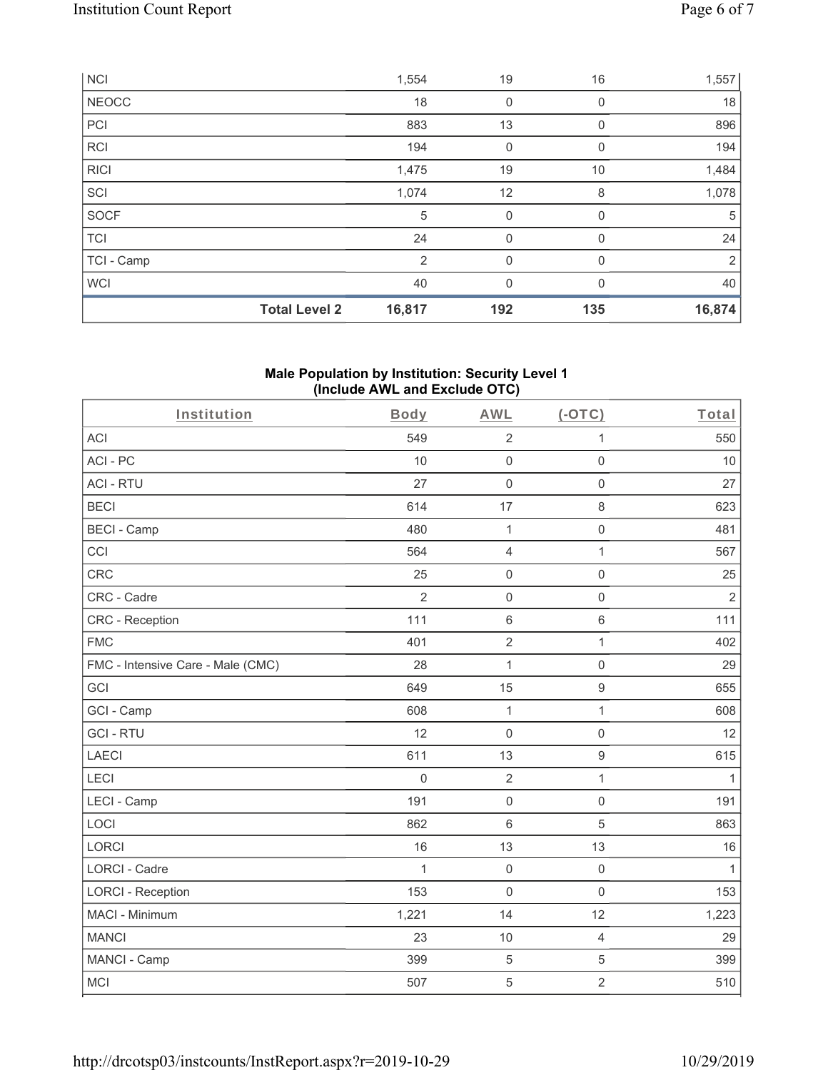| | | | | |
|---|---|---|---|---|
| NCI | 1,554 | 19 | 16 | 1,557 |
| NEOCC | 18 | 0 | 0 | 18 |
| PCI | 883 | 13 | 0 | 896 |
| RCI | 194 | 0 | 0 | 194 |
| RICI | 1,475 | 19 | 10 | 1,484 |
| SCI | 1,074 | 12 | 8 | 1,078 |
| SOCF | 5 | 0 | 0 | 5 |
| TCI | 24 | 0 | 0 | 24 |
| TCI - Camp | 2 | 0 | 0 | 2 |
| WCI | 40 | 0 | 0 | 40 |
| **Total Level 2** | **16,817** | **192** | **135** | **16,874** |

## Male Population by Institution: Security Level 1 (Include AWL and Exclude OTC)

| Institution | Body | AWL | (-OTC) | Total |
|---|---|---|---|---|
| ACI | 549 | 2 | 1 | 550 |
| ACI - PC | 10 | 0 | 0 | 10 |
| ACI - RTU | 27 | 0 | 0 | 27 |
| BECI | 614 | 17 | 8 | 623 |
| BECI - Camp | 480 | 1 | 0 | 481 |
| CCI | 564 | 4 | 1 | 567 |
| CRC | 25 | 0 | 0 | 25 |
| CRC - Cadre | 2 | 0 | 0 | 2 |
| CRC - Reception | 111 | 6 | 6 | 111 |
| FMC | 401 | 2 | 1 | 402 |
| FMC - Intensive Care - Male (CMC) | 28 | 1 | 0 | 29 |
| GCI | 649 | 15 | 9 | 655 |
| GCI - Camp | 608 | 1 | 1 | 608 |
| GCI - RTU | 12 | 0 | 0 | 12 |
| LAECI | 611 | 13 | 9 | 615 |
| LECI | 0 | 2 | 1 | 1 |
| LECI - Camp | 191 | 0 | 0 | 191 |
| LOCI | 862 | 6 | 5 | 863 |
| LORCI | 16 | 13 | 13 | 16 |
| LORCI - Cadre | 1 | 0 | 0 | 1 |
| LORCI - Reception | 153 | 0 | 0 | 153 |
| MACI - Minimum | 1,221 | 14 | 12 | 1,223 |
| MANCI | 23 | 10 | 4 | 29 |
| MANCI - Camp | 399 | 5 | 5 | 399 |
| MCI | 507 | 5 | 2 | 510 |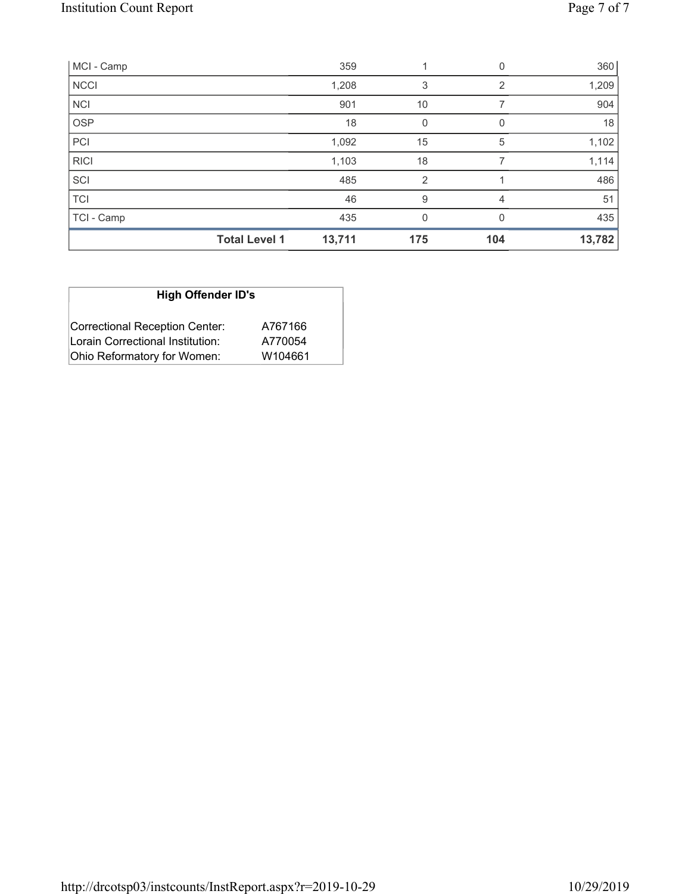| | | | | |
|---|---|---|---|---|
| MCI - Camp | 359 | 1 | 0 | 360 |
| NCCI | 1,208 | 3 | 2 | 1,209 |
| NCI | 901 | 10 | 7 | 904 |
| OSP | 18 | 0 | 0 | 18 |
| PCI | 1,092 | 15 | 5 | 1,102 |
| RICI | 1,103 | 18 | 7 | 1,114 |
| SCI | 485 | 2 | 1 | 486 |
| TCI | 46 | 9 | 4 | 51 |
| TCI - Camp | 435 | 0 | 0 | 435 |
| **Total Level 1** | **13,711** | **175** | **104** | **13,782** |

| High Offender ID's | |
|---|---|
| Correctional Reception Center: | A767166 |
| Lorain Correctional Institution: | A770054 |
| Ohio Reformatory for Women: | W104661 |